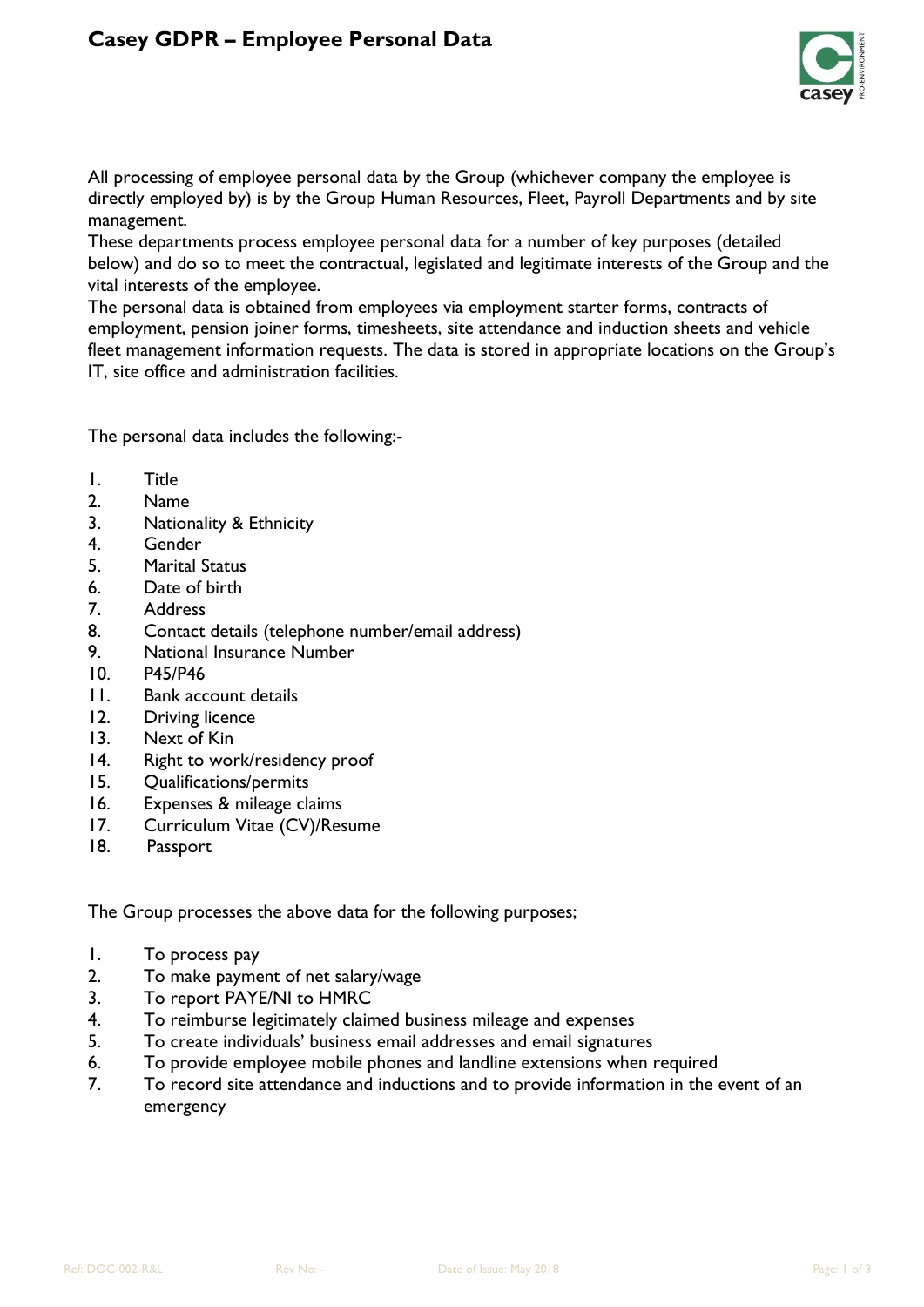# Casey GDPR – Employee Personal Data

All processing of employee personal data by the Group (whichever company the employee is directly employed by) is by the Group Human Resources, Fleet, Payroll Departments and by site management.

These departments process employee personal data for a number of key purposes (detailed below) and do so to meet the contractual, legislated and legitimate interests of the Group and the vital interests of the employee.

The personal data is obtained from employees via employment starter forms, contracts of employment, pension joiner forms, timesheets, site attendance and induction sheets and vehicle fleet management information requests. The data is stored in appropriate locations on the Group's IT, site office and administration facilities.

The personal data includes the following:-

1. Title
2. Name
3. Nationality & Ethnicity
4. Gender
5. Marital Status
6. Date of birth
7. Address
8. Contact details (telephone number/email address)
9. National Insurance Number
10. P45/P46
11. Bank account details
12. Driving licence
13. Next of Kin
14. Right to work/residency proof
15. Qualifications/permits
16. Expenses & mileage claims
17. Curriculum Vitae (CV)/Resume
18. Passport

The Group processes the above data for the following purposes;

1. To process pay
2. To make payment of net salary/wage
3. To report PAYE/NI to HMRC
4. To reimburse legitimately claimed business mileage and expenses
5. To create individuals' business email addresses and email signatures
6. To provide employee mobile phones and landline extensions when required
7. To record site attendance and inductions and to provide information in the event of an emergency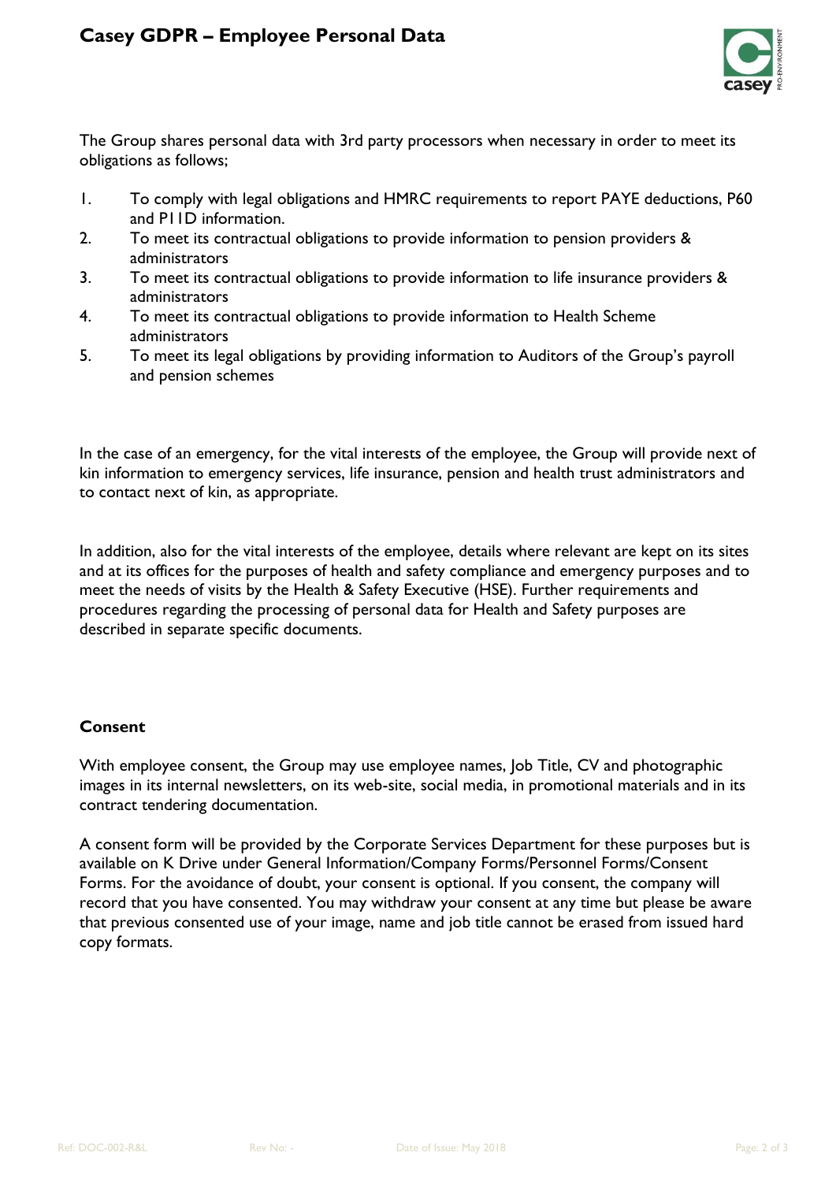The Group shares personal data with 3rd party processors when necessary in order to meet its obligations as follows;

1. To comply with legal obligations and HMRC requirements to report PAYE deductions, P60 and P11D information.
2. To meet its contractual obligations to provide information to pension providers & administrators
3. To meet its contractual obligations to provide information to life insurance providers & administrators
4. To meet its contractual obligations to provide information to Health Scheme administrators
5. To meet its legal obligations by providing information to Auditors of the Group's payroll and pension schemes

In the case of an emergency, for the vital interests of the employee, the Group will provide next of kin information to emergency services, life insurance, pension and health trust administrators and to contact next of kin, as appropriate.

In addition, also for the vital interests of the employee, details where relevant are kept on its sites and at its offices for the purposes of health and safety compliance and emergency purposes and to meet the needs of visits by the Health & Safety Executive (HSE). Further requirements and procedures regarding the processing of personal data for Health and Safety purposes are described in separate specific documents.

**Consent**

With employee consent, the Group may use employee names, Job Title, CV and photographic images in its internal newsletters, on its web-site, social media, in promotional materials and in its contract tendering documentation.

A consent form will be provided by the Corporate Services Department for these purposes but is available on K Drive under General Information/Company Forms/Personnel Forms/Consent Forms. For the avoidance of doubt, your consent is optional. If you consent, the company will record that you have consented. You may withdraw your consent at any time but please be aware that previous consented use of your image, name and job title cannot be erased from issued hard copy formats.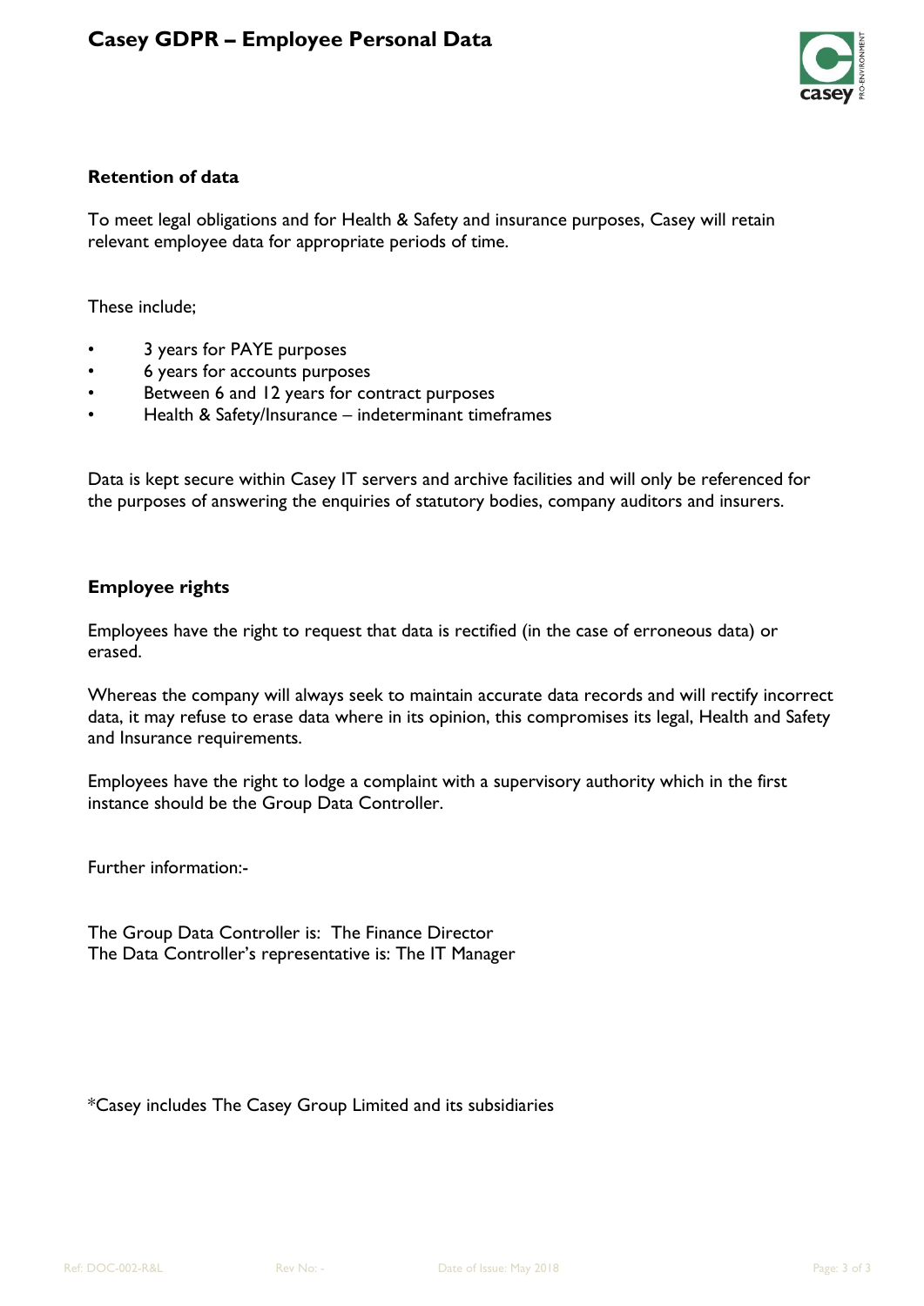### Retention of data

To meet legal obligations and for Health & Safety and insurance purposes, Casey will retain relevant employee data for appropriate periods of time.

These include;

- 3 years for PAYE purposes
- 6 years for accounts purposes
- Between 6 and 12 years for contract purposes
- Health & Safety/Insurance – indeterminant timeframes

Data is kept secure within Casey IT servers and archive facilities and will only be referenced for the purposes of answering the enquiries of statutory bodies, company auditors and insurers.

### Employee rights

Employees have the right to request that data is rectified (in the case of erroneous data) or erased.

Whereas the company will always seek to maintain accurate data records and will rectify incorrect data, it may refuse to erase data where in its opinion, this compromises its legal, Health and Safety and Insurance requirements.

Employees have the right to lodge a complaint with a supervisory authority which in the first instance should be the Group Data Controller.

Further information:-

The Group Data Controller is: The Finance Director
The Data Controller's representative is: The IT Manager

*Casey includes The Casey Group Limited and its subsidiaries